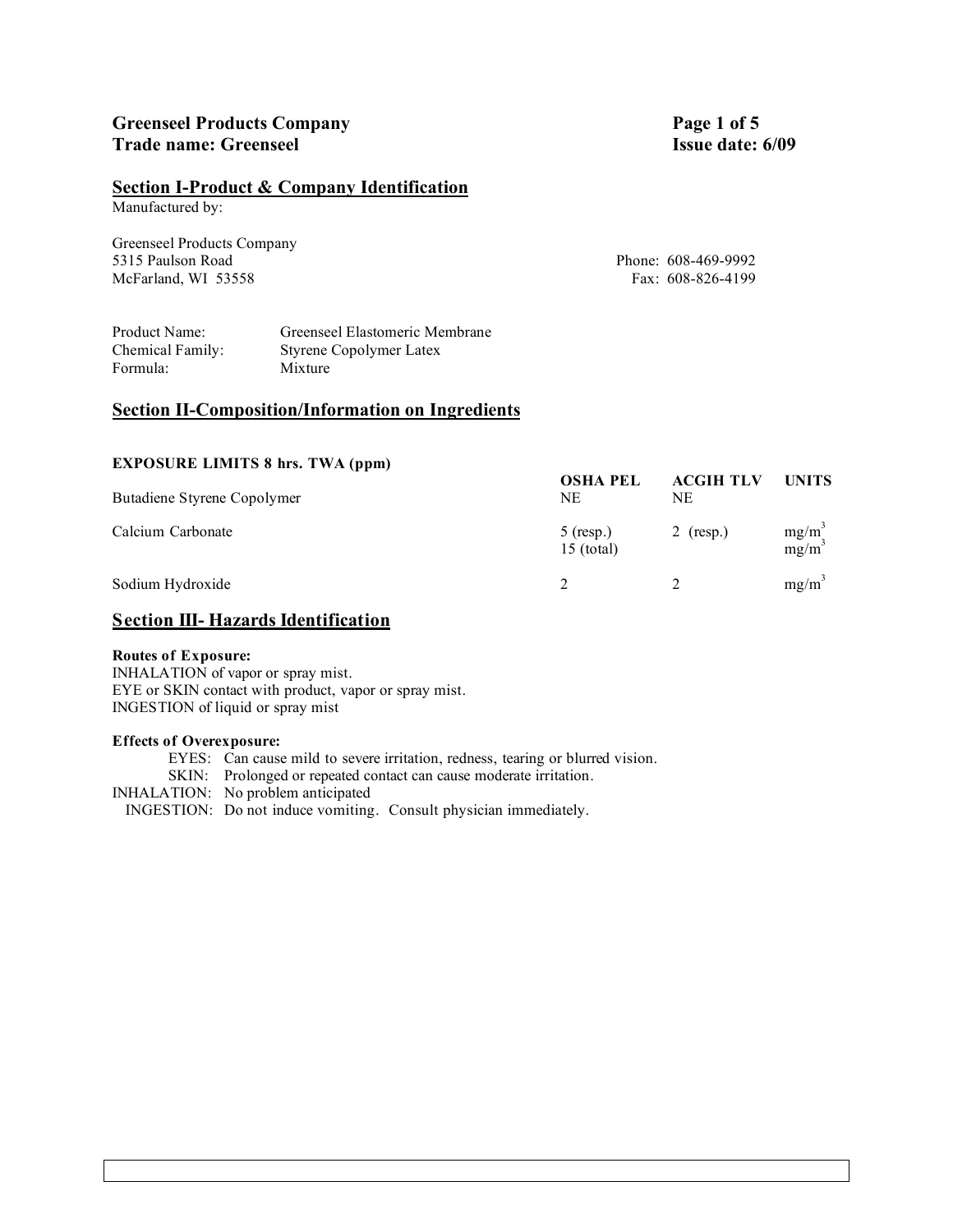**Greenseel Products Company**
**Trade name: Greenseel**

**Issue date: 6/09**

## Section I-Product & Company Identification

Manufactured by:

Greenseel Products Company
5315 Paulson Road
McFarland, WI 53558

Phone: 608-469-9992
Fax: 608-826-4199

| | |
|---|---|
| Product Name: | Greenseel Elastomeric Membrane |
| Chemical Family: | Styrene Copolymer Latex |
| Formula: | Mixture |

## Section II-Composition/Information on Ingredients

**EXPOSURE LIMITS 8 hrs. TWA (ppm)**

| | OSHA PEL | ACGIH TLV | UNITS |
|---|---|---|---|
| Butadiene Styrene Copolymer | NE | NE | |
| Calcium Carbonate | 5 (resp.) | 2 (resp.) | $mg/m^3$ |
| | 15 (total) | | $mg/m^3$ |
| Sodium Hydroxide | 2 | 2 | $mg/m^3$ |

## Section III- Hazards Identification

**Routes of Exposure:**

INHALATION of vapor or spray mist.
EYE or SKIN contact with product, vapor or spray mist.
INGESTION of liquid or spray mist

**Effects of Overexposure:**

EYES: Can cause mild to severe irritation, redness, tearing or blurred vision.
SKIN: Prolonged or repeated contact can cause moderate irritation.
INHALATION: No problem anticipated
INGESTION: Do not induce vomiting. Consult physician immediately.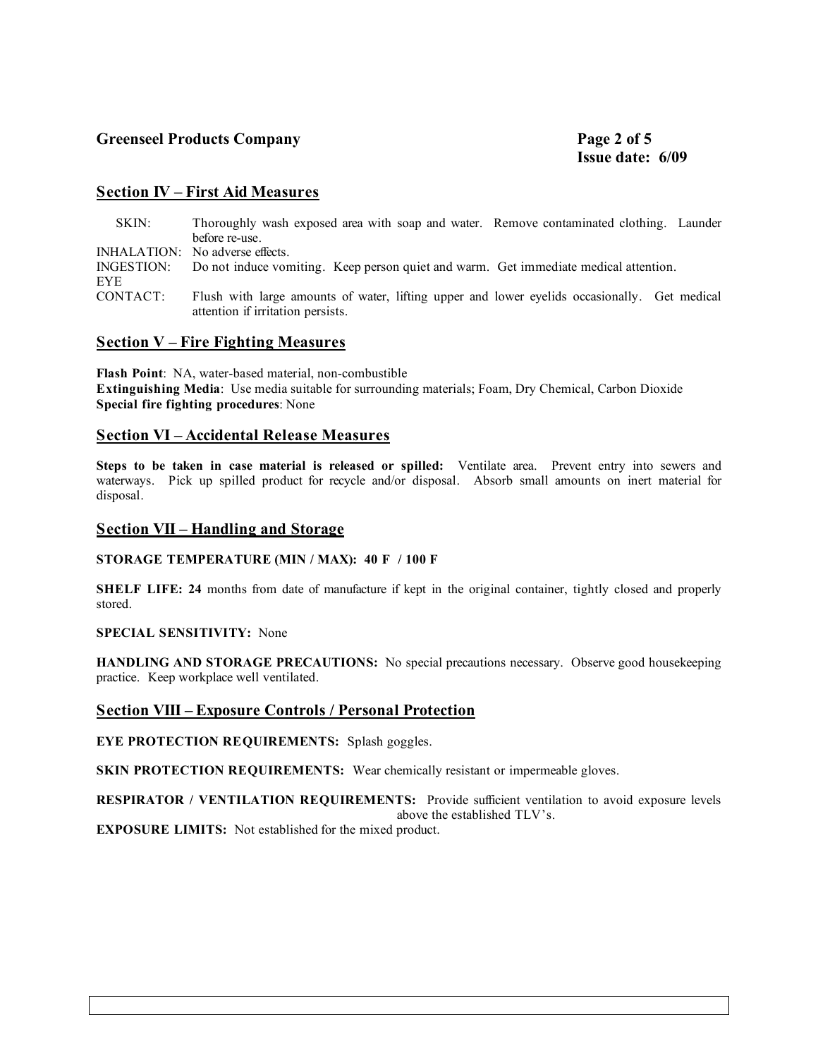## Section IV – First Aid Measures

| | |
|---|---|
| SKIN: | Thoroughly wash exposed area with soap and water. Remove contaminated clothing. Launder before re-use. |
| INHALATION: | No adverse effects. |
| INGESTION: | Do not induce vomiting. Keep person quiet and warm. Get immediate medical attention. |
| EYE CONTACT: | Flush with large amounts of water, lifting upper and lower eyelids occasionally. Get medical attention if irritation persists. |

## Section V – Fire Fighting Measures

**Flash Point**: NA, water-based material, non-combustible
**Extinguishing Media**: Use media suitable for surrounding materials; Foam, Dry Chemical, Carbon Dioxide
**Special fire fighting procedures**: None

## Section VI – Accidental Release Measures

**Steps to be taken in case material is released or spilled:** Ventilate area. Prevent entry into sewers and waterways. Pick up spilled product for recycle and/or disposal. Absorb small amounts on inert material for disposal.

## Section VII – Handling and Storage

**STORAGE TEMPERATURE (MIN / MAX): 40 F / 100 F**

**SHELF LIFE: 24** months from date of manufacture if kept in the original container, tightly closed and properly stored.

**SPECIAL SENSITIVITY:** None

**HANDLING AND STORAGE PRECAUTIONS:** No special precautions necessary. Observe good housekeeping practice. Keep workplace well ventilated.

## Section VIII – Exposure Controls / Personal Protection

**EYE PROTECTION REQUIREMENTS:** Splash goggles.

**SKIN PROTECTION REQUIREMENTS:** Wear chemically resistant or impermeable gloves.

**RESPIRATOR / VENTILATION REQUIREMENTS:** Provide sufficient ventilation to avoid exposure levels above the established TLV's.

**EXPOSURE LIMITS:** Not established for the mixed product.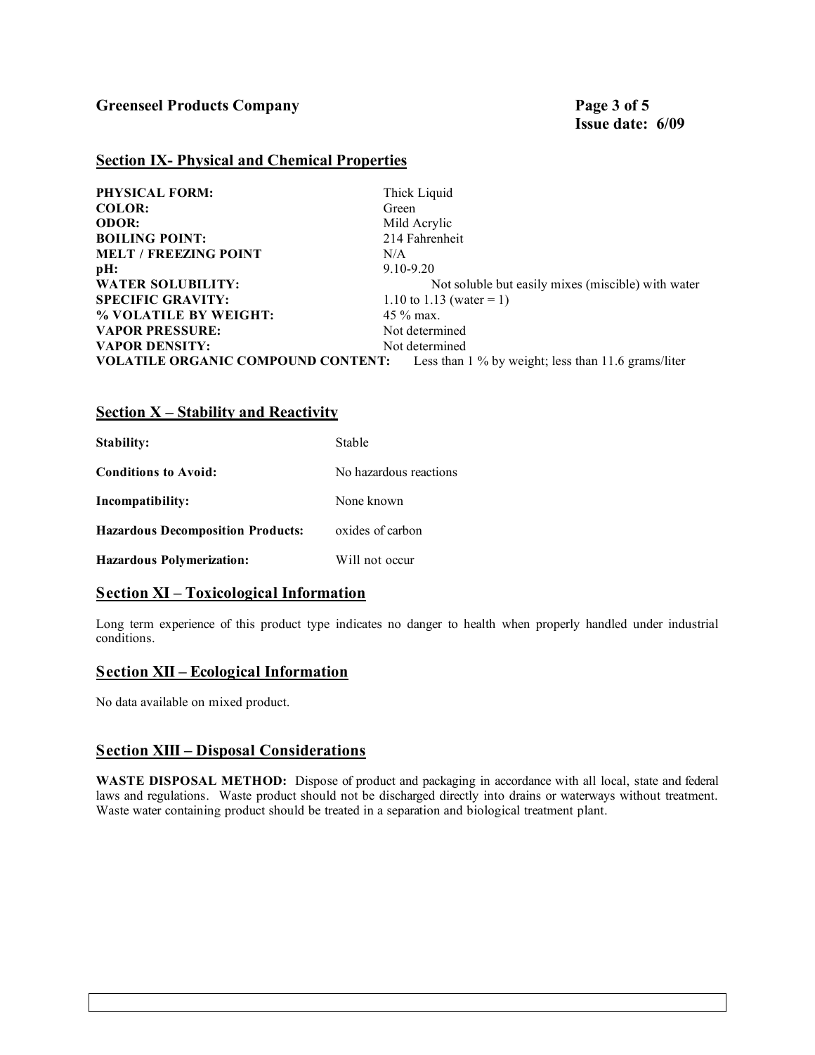## Section IX- Physical and Chemical Properties

| | |
|---|---|
| **PHYSICAL FORM:** | Thick Liquid |
| **COLOR:** | Green |
| **ODOR:** | Mild Acrylic |
| **BOILING POINT:** | 214 Fahrenheit |
| **MELT / FREEZING POINT** | N/A |
| **pH:** | 9.10-9.20 |
| **WATER SOLUBILITY:** | Not soluble but easily mixes (miscible) with water |
| **SPECIFIC GRAVITY:** | 1.10 to 1.13 (water = 1) |
| **% VOLATILE BY WEIGHT:** | 45 % max. |
| **VAPOR PRESSURE:** | Not determined |
| **VAPOR DENSITY:** | Not determined |
| **VOLATILE ORGANIC COMPOUND CONTENT:** | Less than 1 % by weight; less than 11.6 grams/liter |

## Section X – Stability and Reactivity

| | |
|---|---|
| **Stability:** | Stable |
| **Conditions to Avoid:** | No hazardous reactions |
| **Incompatibility:** | None known |
| **Hazardous Decomposition Products:** | oxides of carbon |
| **Hazardous Polymerization:** | Will not occur |

## Section XI – Toxicological Information

Long term experience of this product type indicates no danger to health when properly handled under industrial conditions.

## Section XII – Ecological Information

No data available on mixed product.

## Section XIII – Disposal Considerations

**WASTE DISPOSAL METHOD:** Dispose of product and packaging in accordance with all local, state and federal laws and regulations. Waste product should not be discharged directly into drains or waterways without treatment. Waste water containing product should be treated in a separation and biological treatment plant.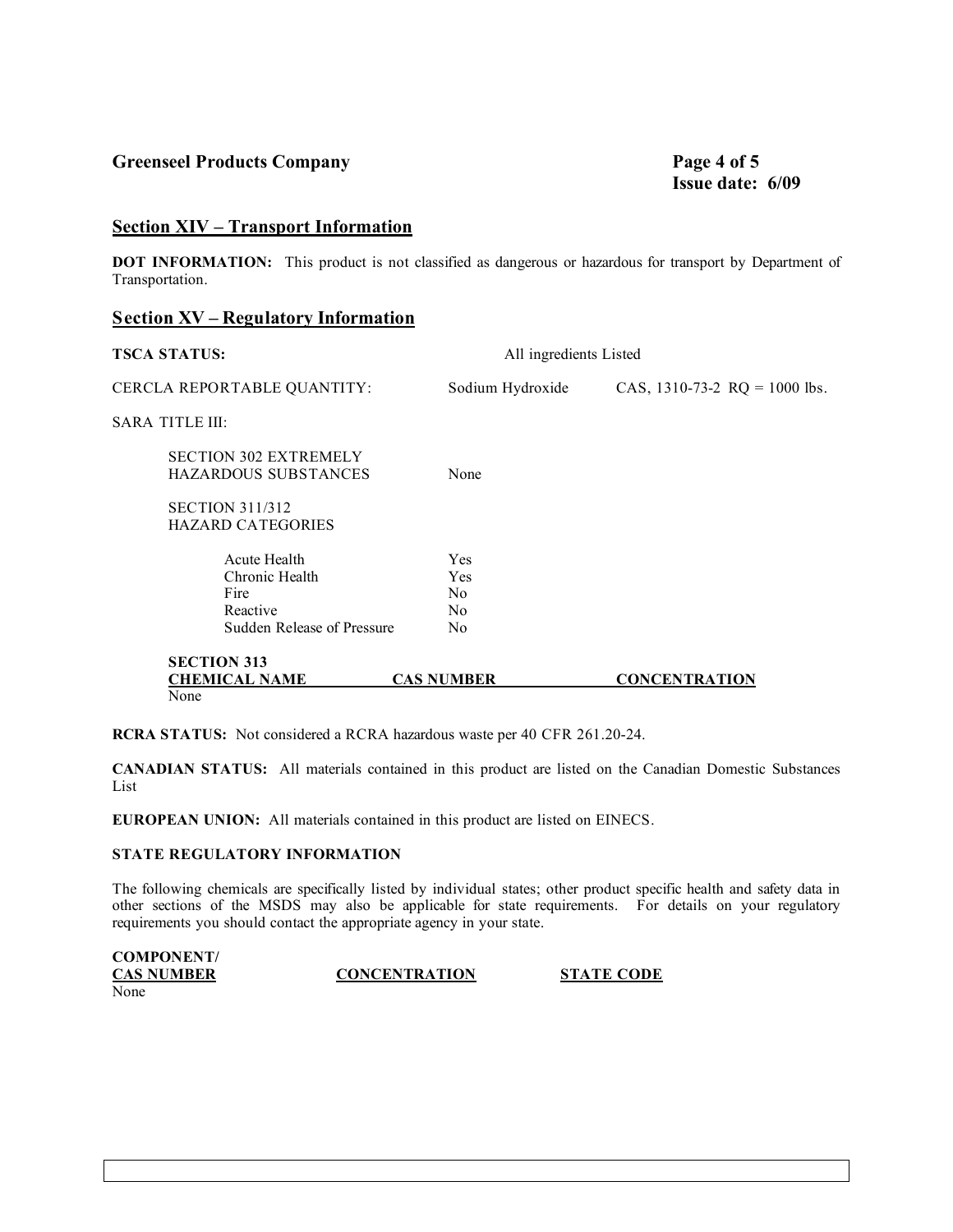## Section XIV – Transport Information

**DOT INFORMATION:** This product is not classified as dangerous or hazardous for transport by Department of Transportation.

## Section XV – Regulatory Information

**TSCA STATUS:** All ingredients Listed

CERCLA REPORTABLE QUANTITY: Sodium Hydroxide CAS, 1310-73-2 RQ = 1000 lbs.

SARA TITLE III:

SECTION 302 EXTREMELY HAZARDOUS SUBSTANCES None

SECTION 311/312 HAZARD CATEGORIES

| | |
|---|---|
| Acute Health | Yes |
| Chronic Health | Yes |
| Fire | No |
| Reactive | No |
| Sudden Release of Pressure | No |

**SECTION 313**

| CHEMICAL NAME | CAS NUMBER | CONCENTRATION |
|---|---|---|
| None | | |

**RCRA STATUS:** Not considered a RCRA hazardous waste per 40 CFR 261.20-24.

**CANADIAN STATUS:** All materials contained in this product are listed on the Canadian Domestic Substances List

**EUROPEAN UNION:** All materials contained in this product are listed on EINECS.

**STATE REGULATORY INFORMATION**

The following chemicals are specifically listed by individual states; other product specific health and safety data in other sections of the MSDS may also be applicable for state requirements. For details on your regulatory requirements you should contact the appropriate agency in your state.

| COMPONENT/ CAS NUMBER | CONCENTRATION | STATE CODE |
|---|---|---|
| None | | |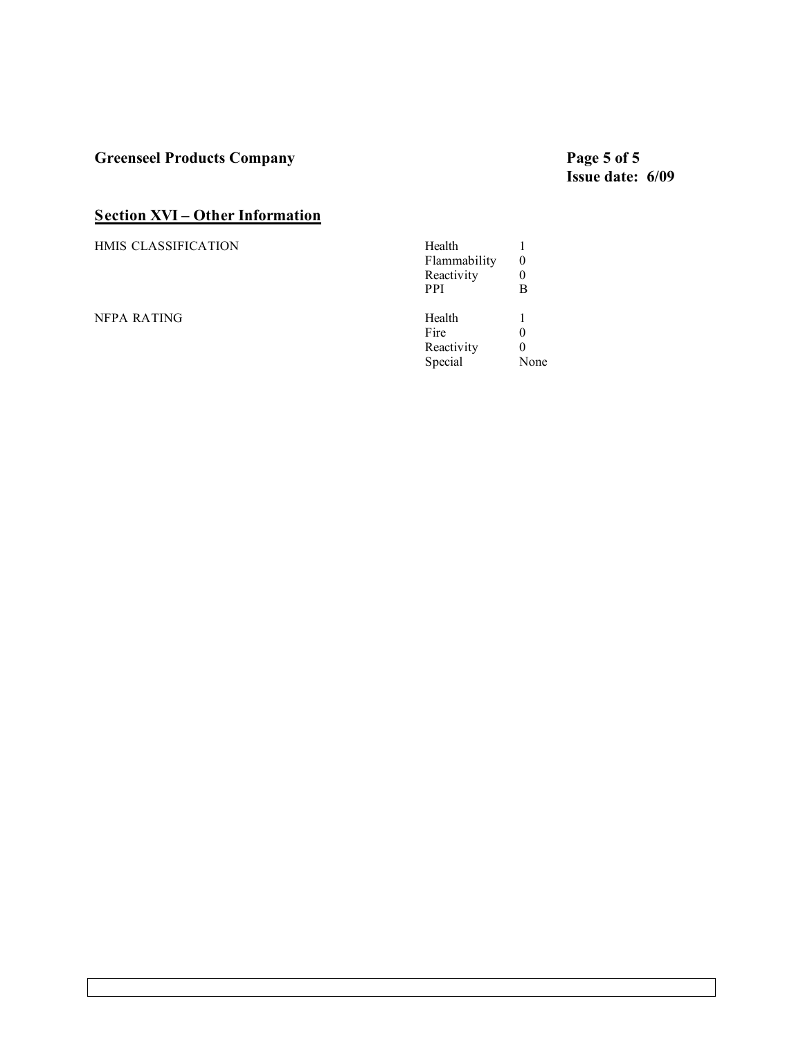## Section XVI – Other Information

| | | |
|---|---|---|
| HMIS CLASSIFICATION | Health | 1 |
| | Flammability | 0 |
| | Reactivity | 0 |
| | PPI | B |
| NFPA RATING | Health | 1 |
| | Fire | 0 |
| | Reactivity | 0 |
| | Special | None |